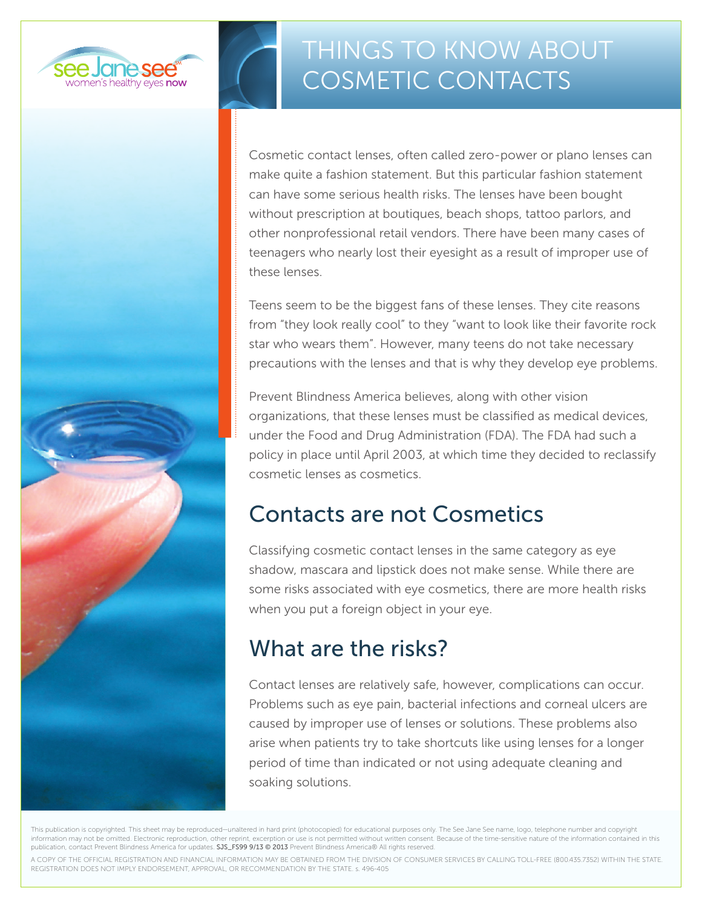see Jane see℠
women's healthy eyes now

# THINGS TO KNOW ABOUT COSMETIC CONTACTS

Cosmetic contact lenses, often called zero-power or plano lenses can make quite a fashion statement. But this particular fashion statement can have some serious health risks. The lenses have been bought without prescription at boutiques, beach shops, tattoo parlors, and other nonprofessional retail vendors. There have been many cases of teenagers who nearly lost their eyesight as a result of improper use of these lenses.

Teens seem to be the biggest fans of these lenses. They cite reasons from "they look really cool" to they "want to look like their favorite rock star who wears them". However, many teens do not take necessary precautions with the lenses and that is why they develop eye problems.

Prevent Blindness America believes, along with other vision organizations, that these lenses must be classified as medical devices, under the Food and Drug Administration (FDA). The FDA had such a policy in place until April 2003, at which time they decided to reclassify cosmetic lenses as cosmetics.

## Contacts are not Cosmetics

Classifying cosmetic contact lenses in the same category as eye shadow, mascara and lipstick does not make sense. While there are some risks associated with eye cosmetics, there are more health risks when you put a foreign object in your eye.

## What are the risks?

Contact lenses are relatively safe, however, complications can occur. Problems such as eye pain, bacterial infections and corneal ulcers are caused by improper use of lenses or solutions. These problems also arise when patients try to take shortcuts like using lenses for a longer period of time than indicated or not using adequate cleaning and soaking solutions.

This publication is copyrighted. This sheet may be reproduced—unaltered in hard print (photocopied) for educational purposes only. The See Jane See name, logo, telephone number and copyright information may not be omitted. Electronic reproduction, other reprint, excerption or use is not permitted without written consent. Because of the time-sensitive nature of the information contained in this publication, contact Prevent Blindness America for updates. SJS_FS99 9/13 © 2013 Prevent Blindness America® All rights reserved.

A COPY OF THE OFFICIAL REGISTRATION AND FINANCIAL INFORMATION MAY BE OBTAINED FROM THE DIVISION OF CONSUMER SERVICES BY CALLING TOLL-FREE (800.435.7352) WITHIN THE STATE. REGISTRATION DOES NOT IMPLY ENDORSEMENT, APPROVAL, OR RECOMMENDATION BY THE STATE. s. 496-405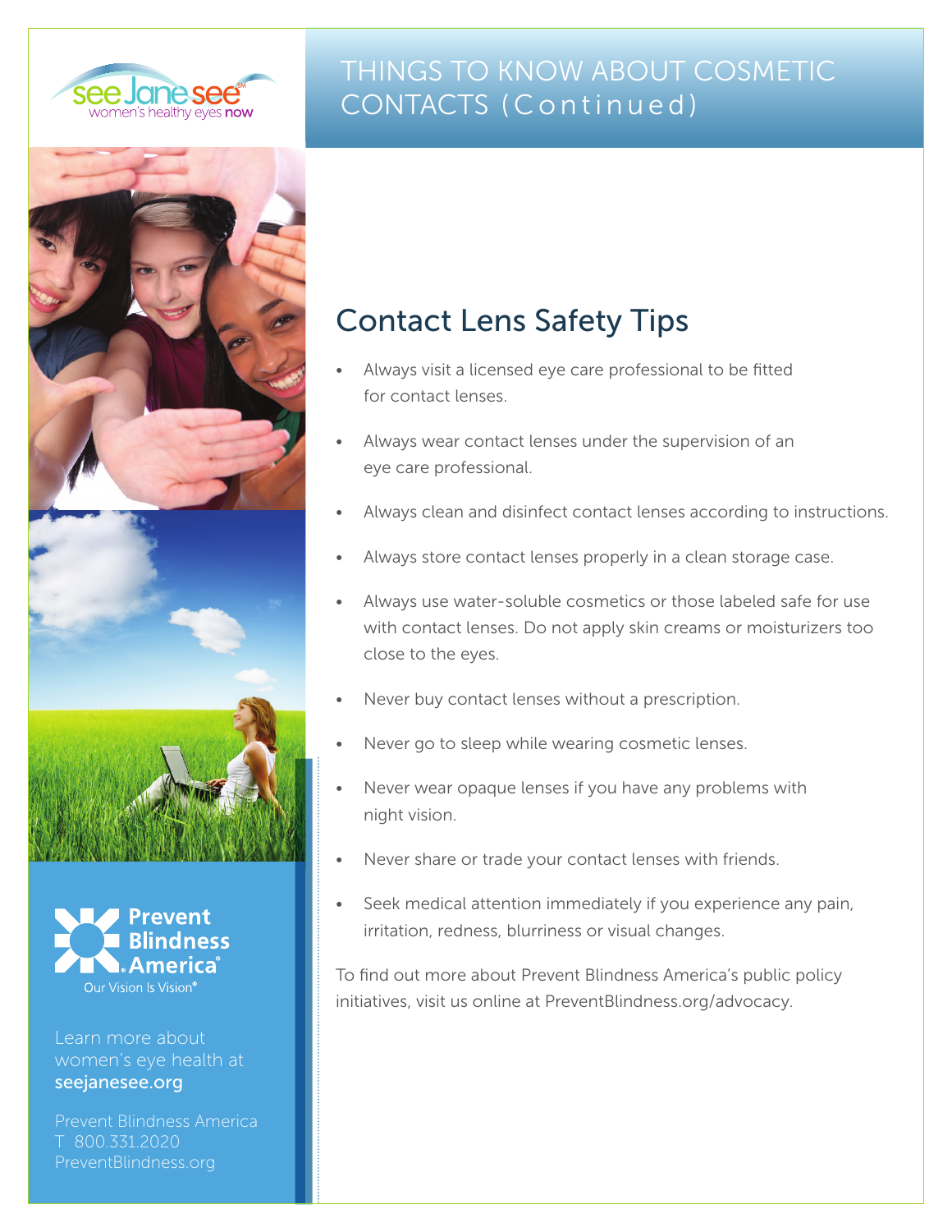see Jane see[SM]
women's healthy eyes now

# THINGS TO KNOW ABOUT COSMETIC CONTACTS (Continued)

## Contact Lens Safety Tips

- Always visit a licensed eye care professional to be fitted for contact lenses.
- Always wear contact lenses under the supervision of an eye care professional.
- Always clean and disinfect contact lenses according to instructions.
- Always store contact lenses properly in a clean storage case.
- Always use water-soluble cosmetics or those labeled safe for use with contact lenses. Do not apply skin creams or moisturizers too close to the eyes.
- Never buy contact lenses without a prescription.
- Never go to sleep while wearing cosmetic lenses.
- Never wear opaque lenses if you have any problems with night vision.
- Never share or trade your contact lenses with friends.
- Seek medical attention immediately if you experience any pain, irritation, redness, blurriness or visual changes.

To find out more about Prevent Blindness America's public policy initiatives, visit us online at PreventBlindness.org/advocacy.

**Prevent Blindness America®**
Our Vision Is Vision®

Learn more about women's eye health at **seejanesee.org**

Prevent Blindness America
T 800.331.2020
PreventBlindness.org